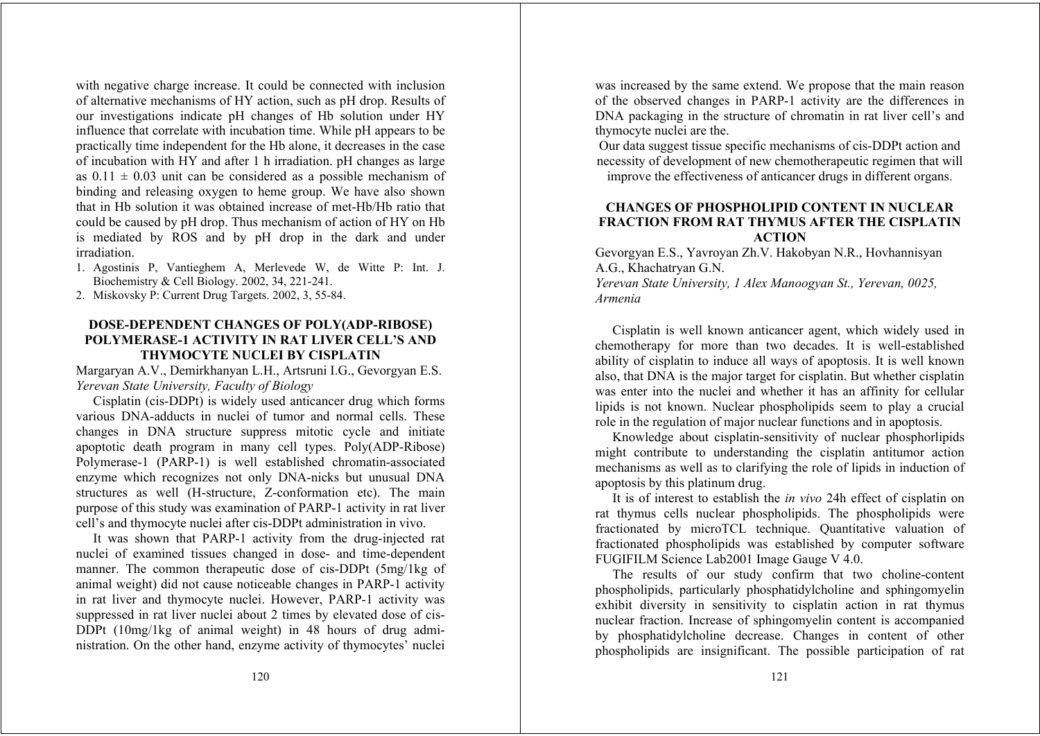with negative charge increase. It could be connected with inclusion of alternative mechanisms of HY action, such as pH drop. Results of our investigations indicate pH changes of Hb solution under HY influence that correlate with incubation time. While pH appears to be practically time independent for the Hb alone, it decreases in the case of incubation with HY and after 1 h irradiation. pH changes as large as $0.11 \pm 0.03$ unit can be considered as a possible mechanism of binding and releasing oxygen to heme group. We have also shown that in Hb solution it was obtained increase of met-Hb/Hb ratio that could be caused by pH drop. Thus mechanism of action of HY on Hb is mediated by ROS and by pH drop in the dark and under irradiation.

1. Agostinis P, Vantieghem A, Merlevede W, de Witte P: Int. J. Biochemistry & Cell Biology. 2002, 34, 221-241.
2. Miskovsky P: Current Drug Targets. 2002, 3, 55-84.

## DOSE-DEPENDENT CHANGES OF POLY(ADP-RIBOSE) POLYMERASE-1 ACTIVITY IN RAT LIVER CELL'S AND THYMOCYTE NUCLEI BY CISPLATIN

Margaryan A.V., Demirkhanyan L.H., Artsruni I.G., Gevorgyan E.S.
*Yerevan State University, Faculty of Biology*

Cisplatin (cis-DDPt) is widely used anticancer drug which forms various DNA-adducts in nuclei of tumor and normal cells. These changes in DNA structure suppress mitotic cycle and initiate apoptotic death program in many cell types. Poly(ADP-Ribose) Polymerase-1 (PARP-1) is well established chromatin-associated enzyme which recognizes not only DNA-nicks but unusual DNA structures as well (H-structure, Z-conformation etc). The main purpose of this study was examination of PARP-1 activity in rat liver cell's and thymocyte nuclei after cis-DDPt administration in vivo.

It was shown that PARP-1 activity from the drug-injected rat nuclei of examined tissues changed in dose- and time-dependent manner. The common therapeutic dose of cis-DDPt (5mg/1kg of animal weight) did not cause noticeable changes in PARP-1 activity in rat liver and thymocyte nuclei. However, PARP-1 activity was suppressed in rat liver nuclei about 2 times by elevated dose of cis-DDPt (10mg/1kg of animal weight) in 48 hours of drug administration. On the other hand, enzyme activity of thymocytes' nuclei was increased by the same extend. We propose that the main reason of the observed changes in PARP-1 activity are the differences in DNA packaging in the structure of chromatin in rat liver cell's and thymocyte nuclei are the.

Our data suggest tissue specific mechanisms of cis-DDPt action and necessity of development of new chemotherapeutic regimen that will improve the effectiveness of anticancer drugs in different organs.

## CHANGES OF PHOSPHOLIPID CONTENT IN NUCLEAR FRACTION FROM RAT THYMUS AFTER THE CISPLATIN ACTION

Gevorgyan E.S., Yavroyan Zh.V. Hakobyan N.R., Hovhannisyan A.G., Khachatryan G.N.
*Yerevan State University, 1 Alex Manoogyan St., Yerevan, 0025, Armenia*

Cisplatin is well known anticancer agent, which widely used in chemotherapy for more than two decades. It is well-established ability of cisplatin to induce all ways of apoptosis. It is well known also, that DNA is the major target for cisplatin. But whether cisplatin was enter into the nuclei and whether it has an affinity for cellular lipids is not known. Nuclear phospholipids seem to play a crucial role in the regulation of major nuclear functions and in apoptosis.

Knowledge about cisplatin-sensitivity of nuclear phosphorlipids might contribute to understanding the cisplatin antitumor action mechanisms as well as to clarifying the role of lipids in induction of apoptosis by this platinum drug.

It is of interest to establish the *in vivo* 24h effect of cisplatin on rat thymus cells nuclear phospholipids. The phospholipids were fractionated by microTCL technique. Quantitative valuation of fractionated phospholipids was established by computer software FUGIFILM Science Lab2001 Image Gauge V 4.0.

The results of our study confirm that two choline-content phospholipids, particularly phosphatidylcholine and sphingomyelin exhibit diversity in sensitivity to cisplatin action in rat thymus nuclear fraction. Increase of sphingomyelin content is accompanied by phosphatidylcholine decrease. Changes in content of other phospholipids are insignificant. The possible participation of rat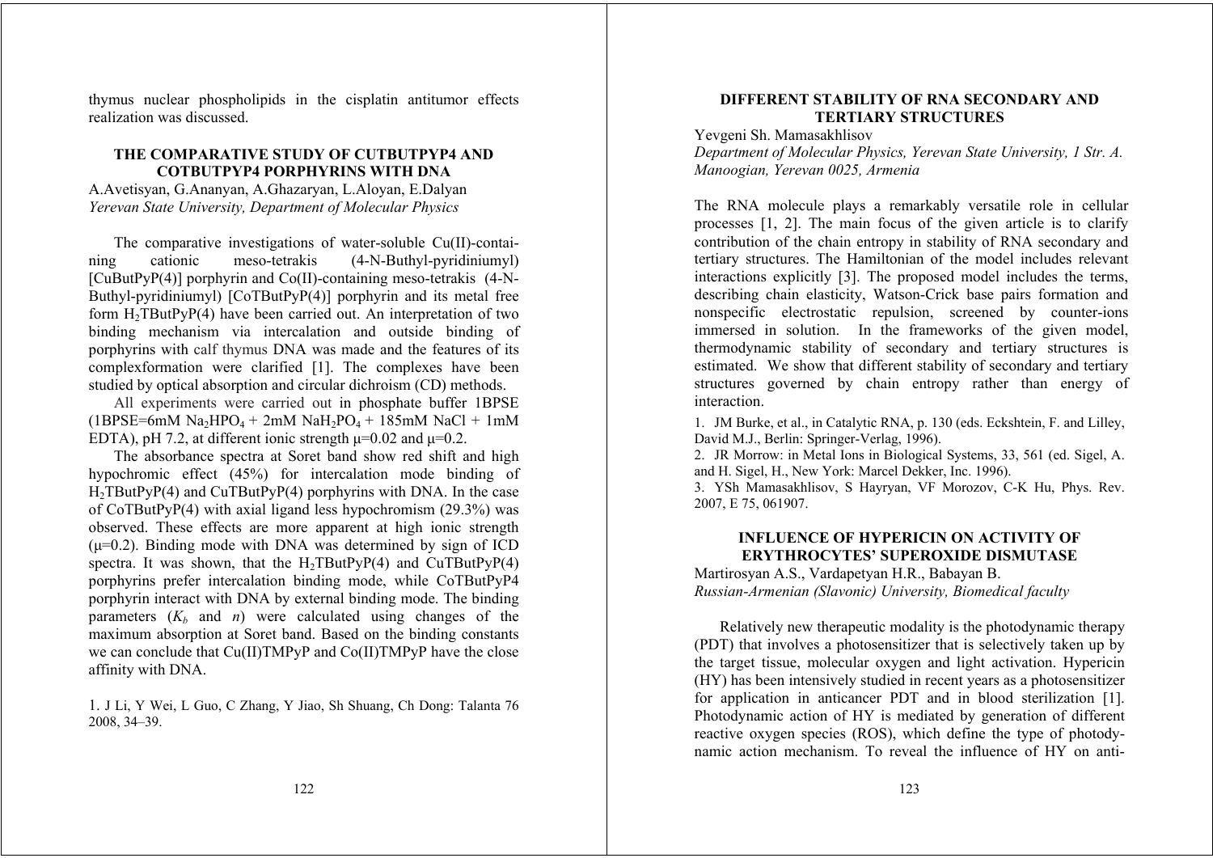thymus nuclear phospholipids in the cisplatin antitumor effects realization was discussed.

## THE COMPARATIVE STUDY OF CUTBUTPYP4 AND COTBUTPYP4 PORPHYRINS WITH DNA

A.Avetisyan, G.Ananyan, A.Ghazaryan, L.Aloyan, E.Dalyan

*Yerevan State University, Department of Molecular Physics*

The comparative investigations of water-soluble Cu(II)-containing cationic meso-tetrakis (4-N-Buthyl-pyridiniumyl) [CuButPyP(4)] porphyrin and Co(II)-containing meso-tetrakis (4-N-Buthyl-pyridiniumyl) [CoTButPyP(4)] porphyrin and its metal free form $H_2$TButPyP(4) have been carried out. An interpretation of two binding mechanism via intercalation and outside binding of porphyrins with calf thymus DNA was made and the features of its complexformation were clarified [1]. The complexes have been studied by optical absorption and circular dichroism (CD) methods.

All experiments were carried out in phosphate buffer 1BPSE (1BPSE=6mM $Na_2HPO_4$ + 2mM $NaH_2PO_4$ + 185mM NaCl + 1mM EDTA), pH 7.2, at different ionic strength $\mu$=0.02 and $\mu$=0.2.

The absorbance spectra at Soret band show red shift and high hypochromic effect (45%) for intercalation mode binding of $H_2$TButPyP(4) and CuTButPyP(4) porphyrins with DNA. In the case of CoTButPyP(4) with axial ligand less hypochromism (29.3%) was observed. These effects are more apparent at high ionic strength ($\mu$=0.2). Binding mode with DNA was determined by sign of ICD spectra. It was shown, that the $H_2$TButPyP(4) and CuTButPyP(4) porphyrins prefer intercalation binding mode, while CoTButPyP4 porphyrin interact with DNA by external binding mode. The binding parameters ($K_b$ and $n$) were calculated using changes of the maximum absorption at Soret band. Based on the binding constants we can conclude that Cu(II)TMPyP and Co(II)TMPyP have the close affinity with DNA.

1. J Li, Y Wei, L Guo, C Zhang, Y Jiao, Sh Shuang, Ch Dong: Talanta 76 2008, 34–39.

## DIFFERENT STABILITY OF RNA SECONDARY AND TERTIARY STRUCTURES

Yevgeni Sh. Mamasakhlisov

*Department of Molecular Physics, Yerevan State University, 1 Str. A. Manoogian, Yerevan 0025, Armenia*

The RNA molecule plays a remarkably versatile role in cellular processes [1, 2]. The main focus of the given article is to clarify contribution of the chain entropy in stability of RNA secondary and tertiary structures. The Hamiltonian of the model includes relevant interactions explicitly [3]. The proposed model includes the terms, describing chain elasticity, Watson-Crick base pairs formation and nonspecific electrostatic repulsion, screened by counter-ions immersed in solution. In the frameworks of the given model, thermodynamic stability of secondary and tertiary structures is estimated. We show that different stability of secondary and tertiary structures governed by chain entropy rather than energy of interaction.

1. JM Burke, et al., in Catalytic RNA, p. 130 (eds. Eckshtein, F. and Lilley, David M.J., Berlin: Springer-Verlag, 1996).
2. JR Morrow: in Metal Ions in Biological Systems, 33, 561 (ed. Sigel, A. and H. Sigel, H., New York: Marcel Dekker, Inc. 1996).
3. YSh Mamasakhlisov, S Hayryan, VF Morozov, C-K Hu, Phys. Rev. 2007, E 75, 061907.

## INFLUENCE OF HYPERICIN ON ACTIVITY OF ERYTHROCYTES' SUPEROXIDE DISMUTASE

Martirosyan A.S., Vardapetyan H.R., Babayan B.

*Russian-Armenian (Slavonic) University, Biomedical faculty*

Relatively new therapeutic modality is the photodynamic therapy (PDT) that involves a photosensitizer that is selectively taken up by the target tissue, molecular oxygen and light activation. Hypericin (HY) has been intensively studied in recent years as a photosensitizer for application in anticancer PDT and in blood sterilization [1]. Photodynamic action of HY is mediated by generation of different reactive oxygen species (ROS), which define the type of photodynamic action mechanism. To reveal the influence of HY on anti-